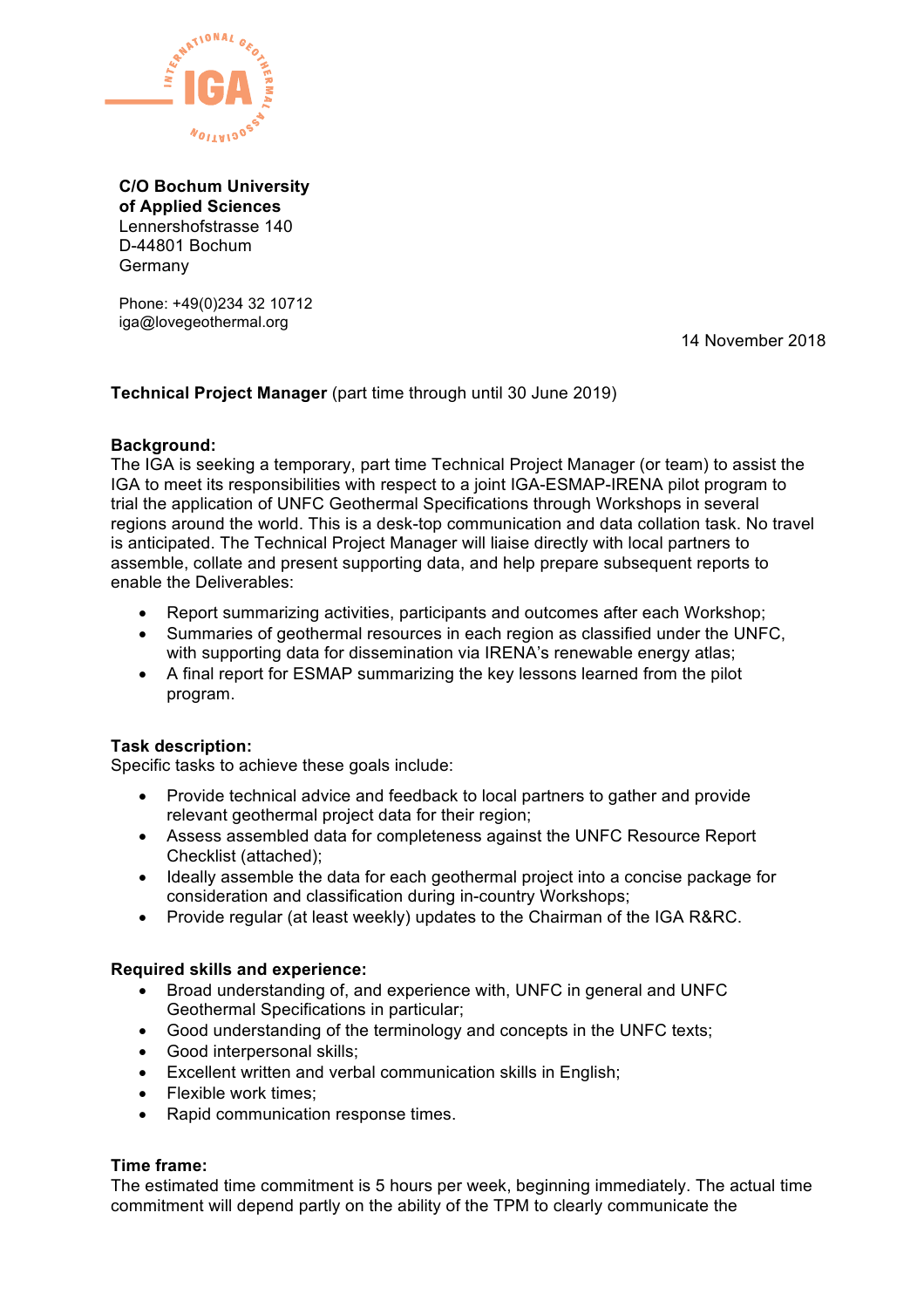**C/O Bochum University of Applied Sciences**
Lennershofstrasse 140
D-44801 Bochum
Germany

Phone: +49(0)234 32 10712
iga@lovegeothermal.org

14 November 2018

**Technical Project Manager** (part time through until 30 June 2019)

**Background:**
The IGA is seeking a temporary, part time Technical Project Manager (or team) to assist the IGA to meet its responsibilities with respect to a joint IGA-ESMAP-IRENA pilot program to trial the application of UNFC Geothermal Specifications through Workshops in several regions around the world. This is a desk-top communication and data collation task. No travel is anticipated. The Technical Project Manager will liaise directly with local partners to assemble, collate and present supporting data, and help prepare subsequent reports to enable the Deliverables:

- Report summarizing activities, participants and outcomes after each Workshop;
- Summaries of geothermal resources in each region as classified under the UNFC, with supporting data for dissemination via IRENA's renewable energy atlas;
- A final report for ESMAP summarizing the key lessons learned from the pilot program.

**Task description:**
Specific tasks to achieve these goals include:

- Provide technical advice and feedback to local partners to gather and provide relevant geothermal project data for their region;
- Assess assembled data for completeness against the UNFC Resource Report Checklist (attached);
- Ideally assemble the data for each geothermal project into a concise package for consideration and classification during in-country Workshops;
- Provide regular (at least weekly) updates to the Chairman of the IGA R&RC.

**Required skills and experience:**

- Broad understanding of, and experience with, UNFC in general and UNFC Geothermal Specifications in particular;
- Good understanding of the terminology and concepts in the UNFC texts;
- Good interpersonal skills;
- Excellent written and verbal communication skills in English;
- Flexible work times;
- Rapid communication response times.

**Time frame:**
The estimated time commitment is 5 hours per week, beginning immediately. The actual time commitment will depend partly on the ability of the TPM to clearly communicate the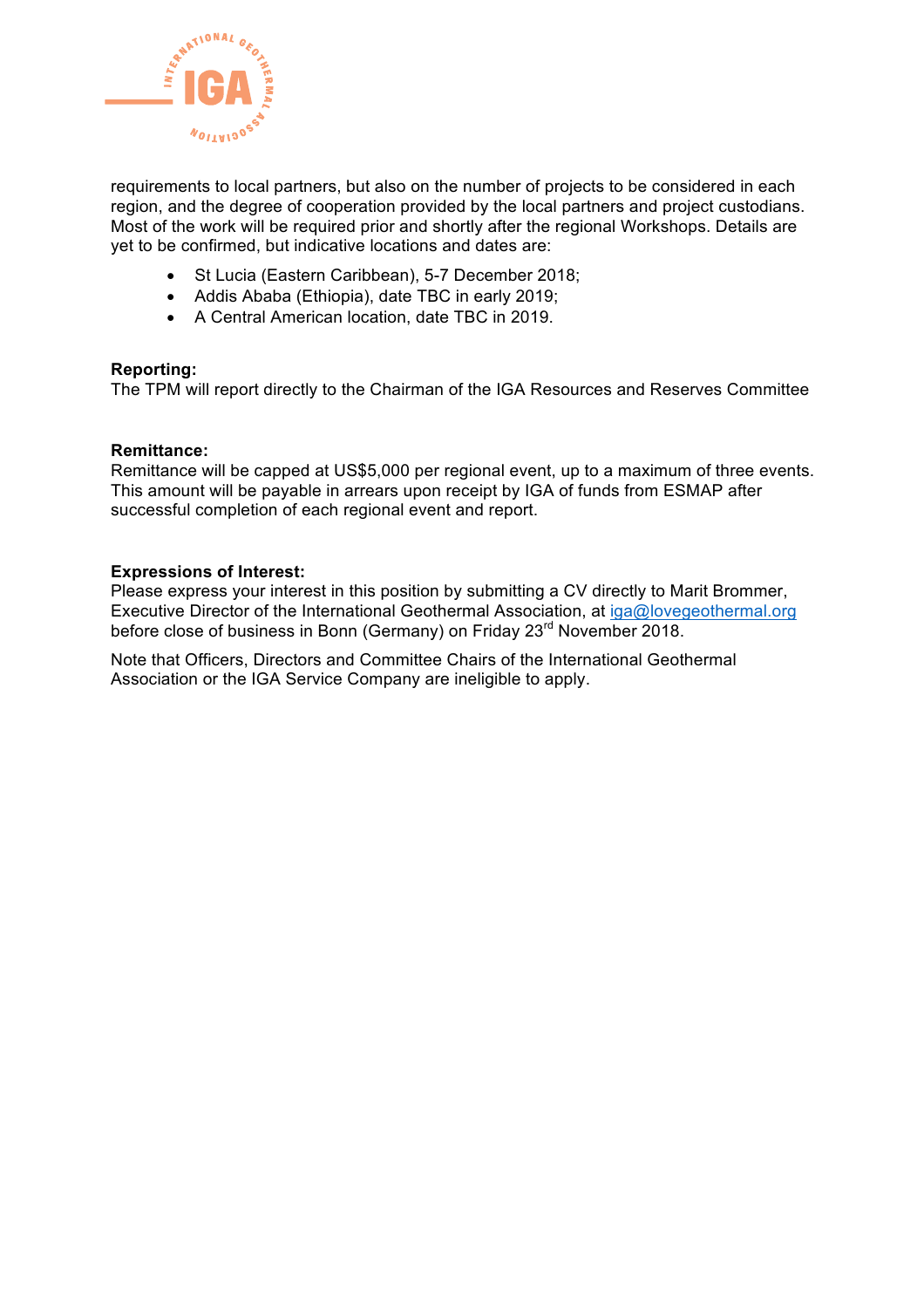requirements to local partners, but also on the number of projects to be considered in each region, and the degree of cooperation provided by the local partners and project custodians. Most of the work will be required prior and shortly after the regional Workshops. Details are yet to be confirmed, but indicative locations and dates are:

- St Lucia (Eastern Caribbean), 5-7 December 2018;
- Addis Ababa (Ethiopia), date TBC in early 2019;
- A Central American location, date TBC in 2019.

**Reporting:**
The TPM will report directly to the Chairman of the IGA Resources and Reserves Committee

**Remittance:**
Remittance will be capped at US$5,000 per regional event, up to a maximum of three events. This amount will be payable in arrears upon receipt by IGA of funds from ESMAP after successful completion of each regional event and report.

**Expressions of Interest:**
Please express your interest in this position by submitting a CV directly to Marit Brommer, Executive Director of the International Geothermal Association, at iga@lovegeothermal.org before close of business in Bonn (Germany) on Friday 23rd November 2018.

Note that Officers, Directors and Committee Chairs of the International Geothermal Association or the IGA Service Company are ineligible to apply.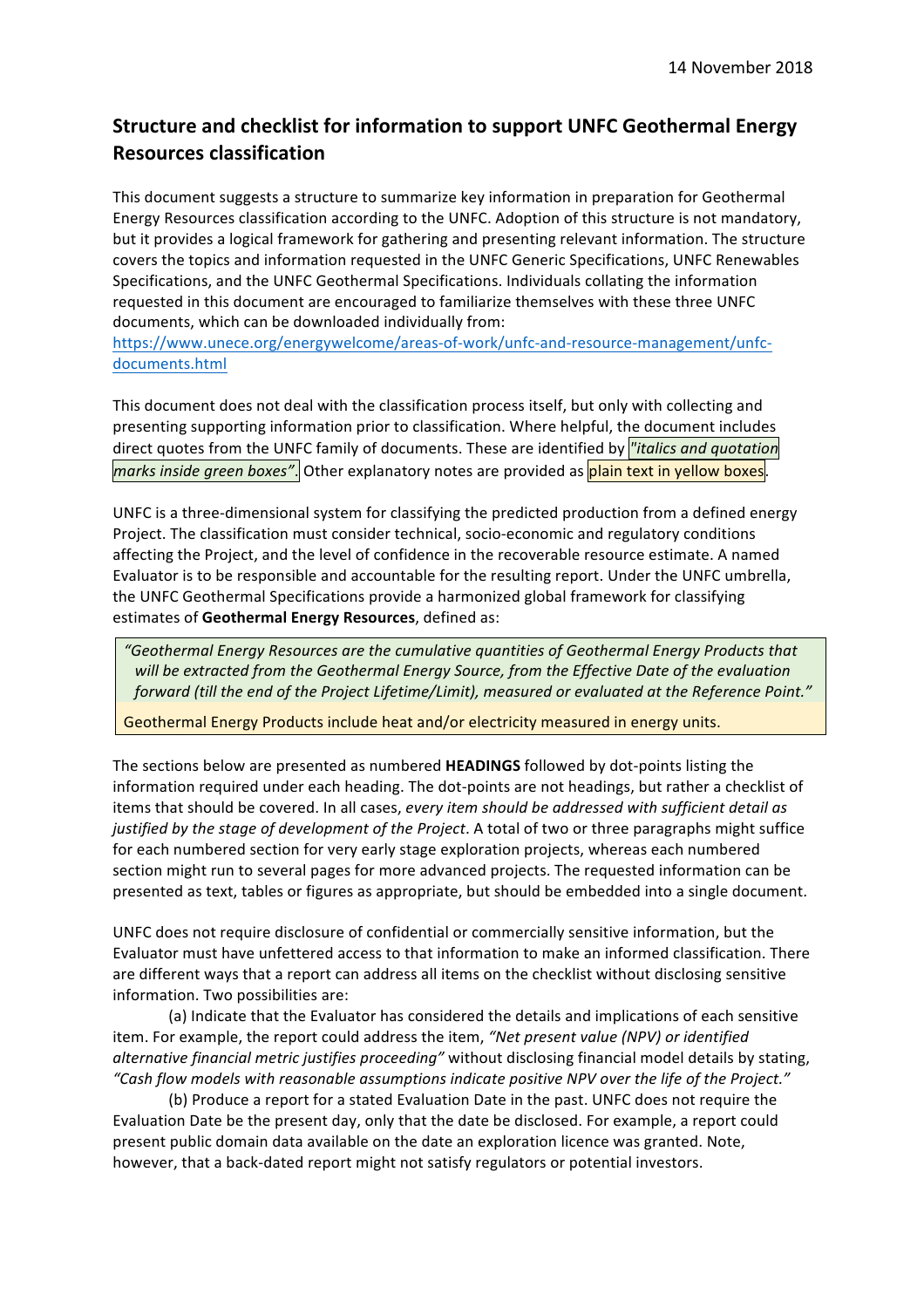14 November 2018

## Structure and checklist for information to support UNFC Geothermal Energy Resources classification

This document suggests a structure to summarize key information in preparation for Geothermal Energy Resources classification according to the UNFC. Adoption of this structure is not mandatory, but it provides a logical framework for gathering and presenting relevant information. The structure covers the topics and information requested in the UNFC Generic Specifications, UNFC Renewables Specifications, and the UNFC Geothermal Specifications. Individuals collating the information requested in this document are encouraged to familiarize themselves with these three UNFC documents, which can be downloaded individually from: https://www.unece.org/energywelcome/areas-of-work/unfc-and-resource-management/unfc-documents.html

This document does not deal with the classification process itself, but only with collecting and presenting supporting information prior to classification. Where helpful, the document includes direct quotes from the UNFC family of documents. These are identified by *"italics and quotation marks inside green boxes"*. Other explanatory notes are provided as plain text in yellow boxes.

UNFC is a three-dimensional system for classifying the predicted production from a defined energy Project. The classification must consider technical, socio-economic and regulatory conditions affecting the Project, and the level of confidence in the recoverable resource estimate. A named Evaluator is to be responsible and accountable for the resulting report. Under the UNFC umbrella, the UNFC Geothermal Specifications provide a harmonized global framework for classifying estimates of **Geothermal Energy Resources**, defined as:

> *"Geothermal Energy Resources are the cumulative quantities of Geothermal Energy Products that will be extracted from the Geothermal Energy Source, from the Effective Date of the evaluation forward (till the end of the Project Lifetime/Limit), measured or evaluated at the Reference Point."*

> Geothermal Energy Products include heat and/or electricity measured in energy units.

The sections below are presented as numbered **HEADINGS** followed by dot-points listing the information required under each heading. The dot-points are not headings, but rather a checklist of items that should be covered. In all cases, *every item should be addressed with sufficient detail as justified by the stage of development of the Project*. A total of two or three paragraphs might suffice for each numbered section for very early stage exploration projects, whereas each numbered section might run to several pages for more advanced projects. The requested information can be presented as text, tables or figures as appropriate, but should be embedded into a single document.

UNFC does not require disclosure of confidential or commercially sensitive information, but the Evaluator must have unfettered access to that information to make an informed classification. There are different ways that a report can address all items on the checklist without disclosing sensitive information. Two possibilities are:

(a) Indicate that the Evaluator has considered the details and implications of each sensitive item. For example, the report could address the item, *"Net present value (NPV) or identified alternative financial metric justifies proceeding"* without disclosing financial model details by stating, *"Cash flow models with reasonable assumptions indicate positive NPV over the life of the Project."*

(b) Produce a report for a stated Evaluation Date in the past. UNFC does not require the Evaluation Date be the present day, only that the date be disclosed. For example, a report could present public domain data available on the date an exploration licence was granted. Note, however, that a back-dated report might not satisfy regulators or potential investors.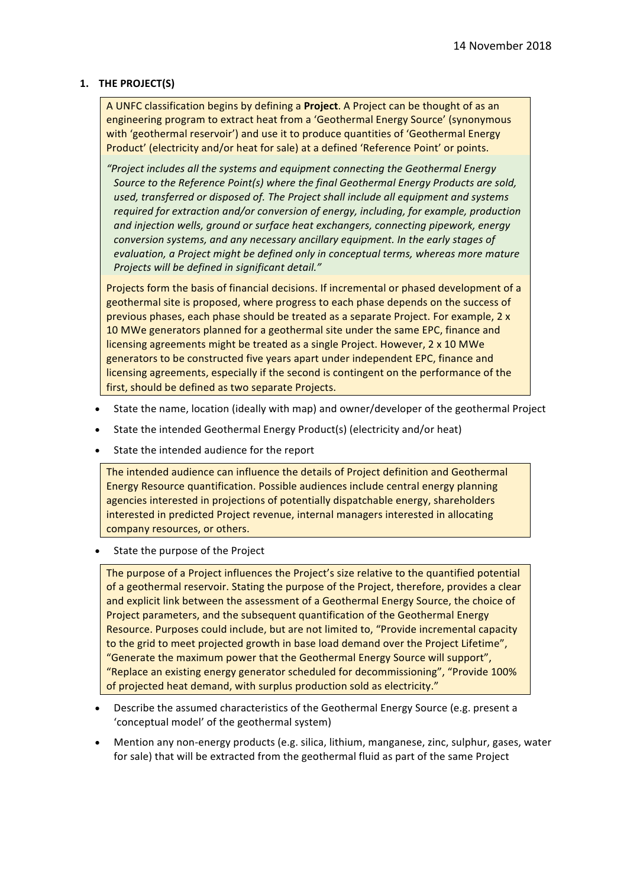## 1. THE PROJECT(S)

A UNFC classification begins by defining a **Project**. A Project can be thought of as an engineering program to extract heat from a 'Geothermal Energy Source' (synonymous with 'geothermal reservoir') and use it to produce quantities of 'Geothermal Energy Product' (electricity and/or heat for sale) at a defined 'Reference Point' or points.

*"Project includes all the systems and equipment connecting the Geothermal Energy Source to the Reference Point(s) where the final Geothermal Energy Products are sold, used, transferred or disposed of. The Project shall include all equipment and systems required for extraction and/or conversion of energy, including, for example, production and injection wells, ground or surface heat exchangers, connecting pipework, energy conversion systems, and any necessary ancillary equipment. In the early stages of evaluation, a Project might be defined only in conceptual terms, whereas more mature Projects will be defined in significant detail."*

Projects form the basis of financial decisions. If incremental or phased development of a geothermal site is proposed, where progress to each phase depends on the success of previous phases, each phase should be treated as a separate Project. For example, 2 x 10 MWe generators planned for a geothermal site under the same EPC, finance and licensing agreements might be treated as a single Project. However, 2 x 10 MWe generators to be constructed five years apart under independent EPC, finance and licensing agreements, especially if the second is contingent on the performance of the first, should be defined as two separate Projects.

- State the name, location (ideally with map) and owner/developer of the geothermal Project
- State the intended Geothermal Energy Product(s) (electricity and/or heat)
- State the intended audience for the report

The intended audience can influence the details of Project definition and Geothermal Energy Resource quantification. Possible audiences include central energy planning agencies interested in projections of potentially dispatchable energy, shareholders interested in predicted Project revenue, internal managers interested in allocating company resources, or others.

- State the purpose of the Project

The purpose of a Project influences the Project's size relative to the quantified potential of a geothermal reservoir. Stating the purpose of the Project, therefore, provides a clear and explicit link between the assessment of a Geothermal Energy Source, the choice of Project parameters, and the subsequent quantification of the Geothermal Energy Resource. Purposes could include, but are not limited to, "Provide incremental capacity to the grid to meet projected growth in base load demand over the Project Lifetime", "Generate the maximum power that the Geothermal Energy Source will support", "Replace an existing energy generator scheduled for decommissioning", "Provide 100% of projected heat demand, with surplus production sold as electricity."

- Describe the assumed characteristics of the Geothermal Energy Source (e.g. present a 'conceptual model' of the geothermal system)
- Mention any non-energy products (e.g. silica, lithium, manganese, zinc, sulphur, gases, water for sale) that will be extracted from the geothermal fluid as part of the same Project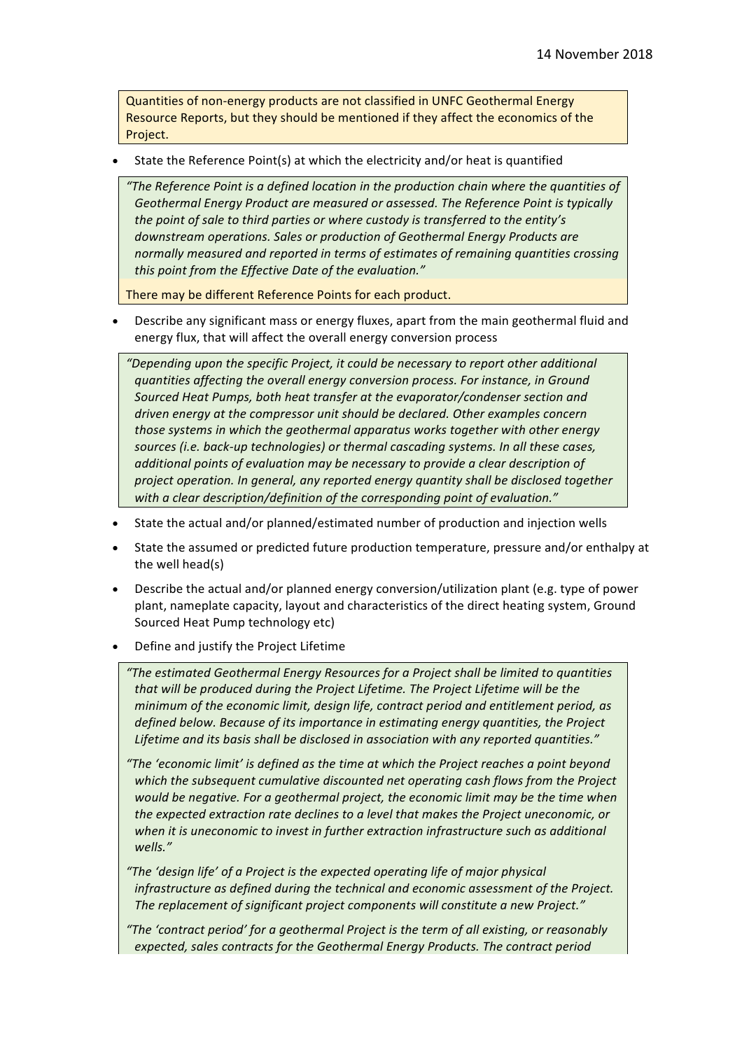Quantities of non-energy products are not classified in UNFC Geothermal Energy Resource Reports, but they should be mentioned if they affect the economics of the Project.

- State the Reference Point(s) at which the electricity and/or heat is quantified

*"The Reference Point is a defined location in the production chain where the quantities of Geothermal Energy Product are measured or assessed. The Reference Point is typically the point of sale to third parties or where custody is transferred to the entity's downstream operations. Sales or production of Geothermal Energy Products are normally measured and reported in terms of estimates of remaining quantities crossing this point from the Effective Date of the evaluation."*

There may be different Reference Points for each product.

- Describe any significant mass or energy fluxes, apart from the main geothermal fluid and energy flux, that will affect the overall energy conversion process

*"Depending upon the specific Project, it could be necessary to report other additional quantities affecting the overall energy conversion process. For instance, in Ground Sourced Heat Pumps, both heat transfer at the evaporator/condenser section and driven energy at the compressor unit should be declared. Other examples concern those systems in which the geothermal apparatus works together with other energy sources (i.e. back-up technologies) or thermal cascading systems. In all these cases, additional points of evaluation may be necessary to provide a clear description of project operation. In general, any reported energy quantity shall be disclosed together with a clear description/definition of the corresponding point of evaluation."*

- State the actual and/or planned/estimated number of production and injection wells
- State the assumed or predicted future production temperature, pressure and/or enthalpy at the well head(s)
- Describe the actual and/or planned energy conversion/utilization plant (e.g. type of power plant, nameplate capacity, layout and characteristics of the direct heating system, Ground Sourced Heat Pump technology etc)
- Define and justify the Project Lifetime

*"The estimated Geothermal Energy Resources for a Project shall be limited to quantities that will be produced during the Project Lifetime. The Project Lifetime will be the minimum of the economic limit, design life, contract period and entitlement period, as defined below. Because of its importance in estimating energy quantities, the Project Lifetime and its basis shall be disclosed in association with any reported quantities."*

*"The 'economic limit' is defined as the time at which the Project reaches a point beyond which the subsequent cumulative discounted net operating cash flows from the Project would be negative. For a geothermal project, the economic limit may be the time when the expected extraction rate declines to a level that makes the Project uneconomic, or when it is uneconomic to invest in further extraction infrastructure such as additional wells."*

*"The 'design life' of a Project is the expected operating life of major physical infrastructure as defined during the technical and economic assessment of the Project. The replacement of significant project components will constitute a new Project."*

*"The 'contract period' for a geothermal Project is the term of all existing, or reasonably expected, sales contracts for the Geothermal Energy Products. The contract period*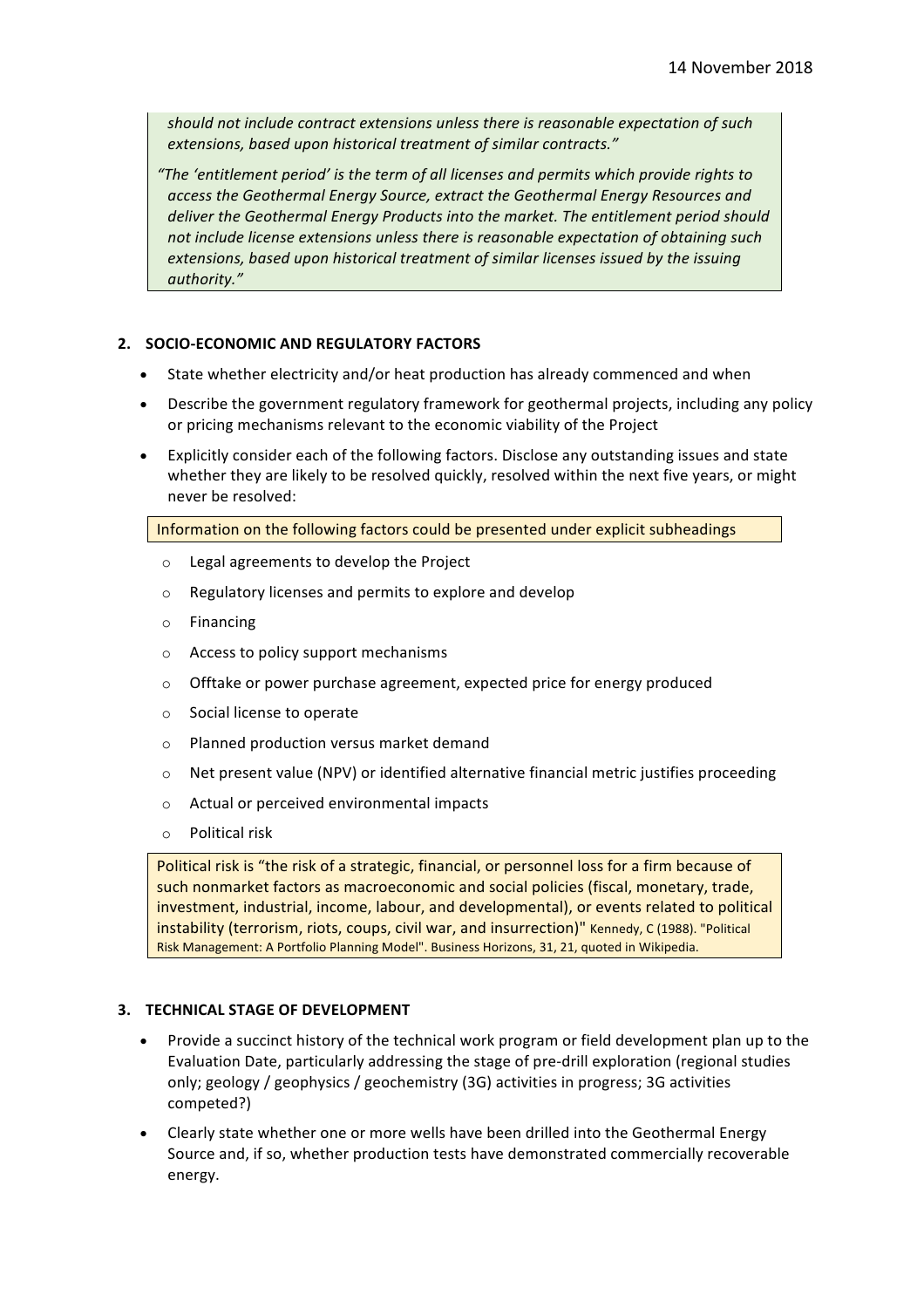*should not include contract extensions unless there is reasonable expectation of such extensions, based upon historical treatment of similar contracts."*

*"The 'entitlement period' is the term of all licenses and permits which provide rights to access the Geothermal Energy Source, extract the Geothermal Energy Resources and deliver the Geothermal Energy Products into the market. The entitlement period should not include license extensions unless there is reasonable expectation of obtaining such extensions, based upon historical treatment of similar licenses issued by the issuing authority."*

## 2. SOCIO-ECONOMIC AND REGULATORY FACTORS

- State whether electricity and/or heat production has already commenced and when
- Describe the government regulatory framework for geothermal projects, including any policy or pricing mechanisms relevant to the economic viability of the Project
- Explicitly consider each of the following factors. Disclose any outstanding issues and state whether they are likely to be resolved quickly, resolved within the next five years, or might never be resolved:

Information on the following factors could be presented under explicit subheadings

- Legal agreements to develop the Project
- Regulatory licenses and permits to explore and develop
- Financing
- Access to policy support mechanisms
- Offtake or power purchase agreement, expected price for energy produced
- Social license to operate
- Planned production versus market demand
- Net present value (NPV) or identified alternative financial metric justifies proceeding
- Actual or perceived environmental impacts
- Political risk

Political risk is "the risk of a strategic, financial, or personnel loss for a firm because of such nonmarket factors as macroeconomic and social policies (fiscal, monetary, trade, investment, industrial, income, labour, and developmental), or events related to political instability (terrorism, riots, coups, civil war, and insurrection)" Kennedy, C (1988). "Political Risk Management: A Portfolio Planning Model". Business Horizons, 31, 21, quoted in Wikipedia.

## 3. TECHNICAL STAGE OF DEVELOPMENT

- Provide a succinct history of the technical work program or field development plan up to the Evaluation Date, particularly addressing the stage of pre-drill exploration (regional studies only; geology / geophysics / geochemistry (3G) activities in progress; 3G activities competed?)
- Clearly state whether one or more wells have been drilled into the Geothermal Energy Source and, if so, whether production tests have demonstrated commercially recoverable energy.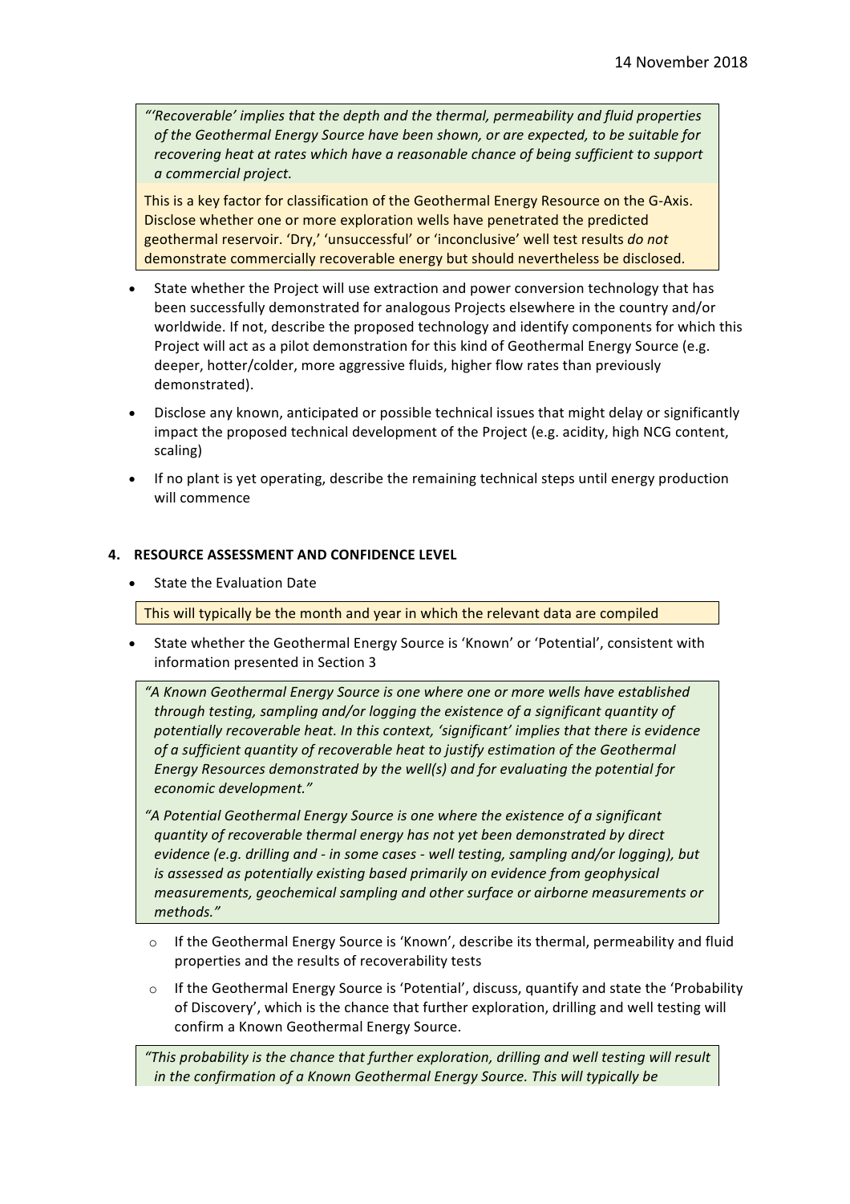*"'Recoverable' implies that the depth and the thermal, permeability and fluid properties of the Geothermal Energy Source have been shown, or are expected, to be suitable for recovering heat at rates which have a reasonable chance of being sufficient to support a commercial project.*

This is a key factor for classification of the Geothermal Energy Resource on the G-Axis. Disclose whether one or more exploration wells have penetrated the predicted geothermal reservoir. 'Dry,' 'unsuccessful' or 'inconclusive' well test results *do not* demonstrate commercially recoverable energy but should nevertheless be disclosed.

- State whether the Project will use extraction and power conversion technology that has been successfully demonstrated for analogous Projects elsewhere in the country and/or worldwide. If not, describe the proposed technology and identify components for which this Project will act as a pilot demonstration for this kind of Geothermal Energy Source (e.g. deeper, hotter/colder, more aggressive fluids, higher flow rates than previously demonstrated).
- Disclose any known, anticipated or possible technical issues that might delay or significantly impact the proposed technical development of the Project (e.g. acidity, high NCG content, scaling)
- If no plant is yet operating, describe the remaining technical steps until energy production will commence

## 4. RESOURCE ASSESSMENT AND CONFIDENCE LEVEL

- State the Evaluation Date

This will typically be the month and year in which the relevant data are compiled

- State whether the Geothermal Energy Source is 'Known' or 'Potential', consistent with information presented in Section 3

*"A Known Geothermal Energy Source is one where one or more wells have established through testing, sampling and/or logging the existence of a significant quantity of potentially recoverable heat. In this context, 'significant' implies that there is evidence of a sufficient quantity of recoverable heat to justify estimation of the Geothermal Energy Resources demonstrated by the well(s) and for evaluating the potential for economic development."*

*"A Potential Geothermal Energy Source is one where the existence of a significant quantity of recoverable thermal energy has not yet been demonstrated by direct evidence (e.g. drilling and - in some cases - well testing, sampling and/or logging), but is assessed as potentially existing based primarily on evidence from geophysical measurements, geochemical sampling and other surface or airborne measurements or methods."*

  - If the Geothermal Energy Source is 'Known', describe its thermal, permeability and fluid properties and the results of recoverability tests
  - If the Geothermal Energy Source is 'Potential', discuss, quantify and state the 'Probability of Discovery', which is the chance that further exploration, drilling and well testing will confirm a Known Geothermal Energy Source.

*"This probability is the chance that further exploration, drilling and well testing will result in the confirmation of a Known Geothermal Energy Source. This will typically be*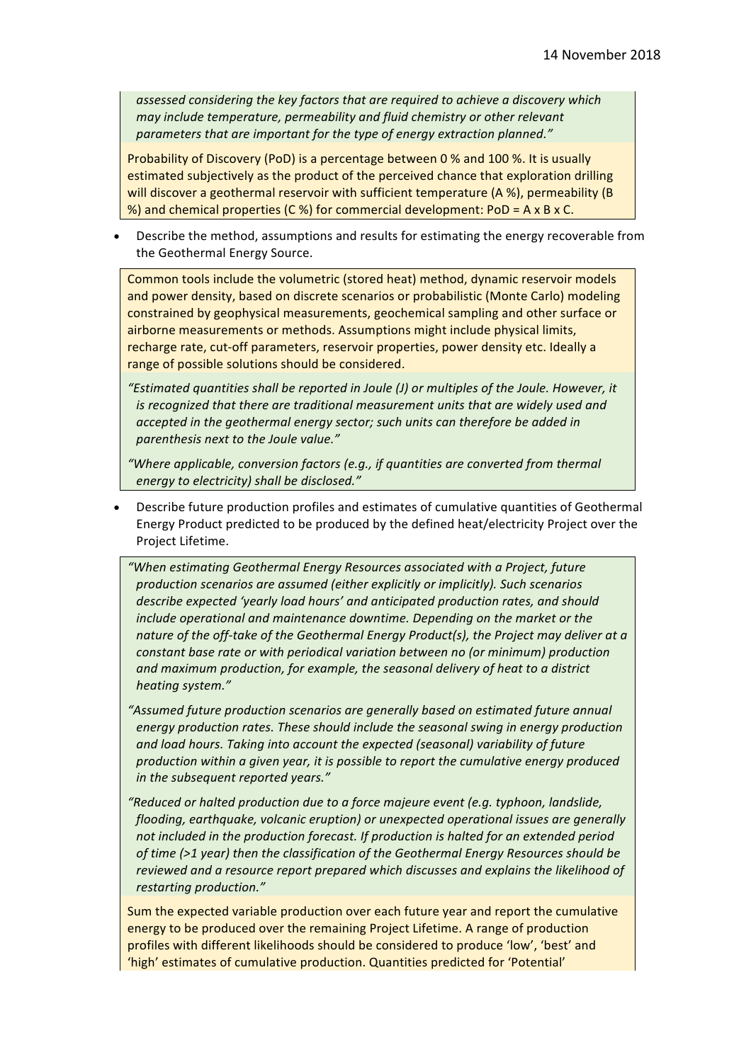*assessed considering the key factors that are required to achieve a discovery which may include temperature, permeability and fluid chemistry or other relevant parameters that are important for the type of energy extraction planned."*

Probability of Discovery (PoD) is a percentage between 0 % and 100 %. It is usually estimated subjectively as the product of the perceived chance that exploration drilling will discover a geothermal reservoir with sufficient temperature (A %), permeability (B %) and chemical properties (C %) for commercial development: PoD = A x B x C.

- Describe the method, assumptions and results for estimating the energy recoverable from the Geothermal Energy Source.

Common tools include the volumetric (stored heat) method, dynamic reservoir models and power density, based on discrete scenarios or probabilistic (Monte Carlo) modeling constrained by geophysical measurements, geochemical sampling and other surface or airborne measurements or methods. Assumptions might include physical limits, recharge rate, cut-off parameters, reservoir properties, power density etc. Ideally a range of possible solutions should be considered.

*"Estimated quantities shall be reported in Joule (J) or multiples of the Joule. However, it is recognized that there are traditional measurement units that are widely used and accepted in the geothermal energy sector; such units can therefore be added in parenthesis next to the Joule value."*

*"Where applicable, conversion factors (e.g., if quantities are converted from thermal energy to electricity) shall be disclosed."*

- Describe future production profiles and estimates of cumulative quantities of Geothermal Energy Product predicted to be produced by the defined heat/electricity Project over the Project Lifetime.

*"When estimating Geothermal Energy Resources associated with a Project, future production scenarios are assumed (either explicitly or implicitly). Such scenarios describe expected 'yearly load hours' and anticipated production rates, and should include operational and maintenance downtime. Depending on the market or the nature of the off-take of the Geothermal Energy Product(s), the Project may deliver at a constant base rate or with periodical variation between no (or minimum) production and maximum production, for example, the seasonal delivery of heat to a district heating system."*

*"Assumed future production scenarios are generally based on estimated future annual energy production rates. These should include the seasonal swing in energy production and load hours. Taking into account the expected (seasonal) variability of future production within a given year, it is possible to report the cumulative energy produced in the subsequent reported years."*

*"Reduced or halted production due to a force majeure event (e.g. typhoon, landslide, flooding, earthquake, volcanic eruption) or unexpected operational issues are generally not included in the production forecast. If production is halted for an extended period of time (>1 year) then the classification of the Geothermal Energy Resources should be reviewed and a resource report prepared which discusses and explains the likelihood of restarting production."*

Sum the expected variable production over each future year and report the cumulative energy to be produced over the remaining Project Lifetime. A range of production profiles with different likelihoods should be considered to produce 'low', 'best' and 'high' estimates of cumulative production. Quantities predicted for 'Potential'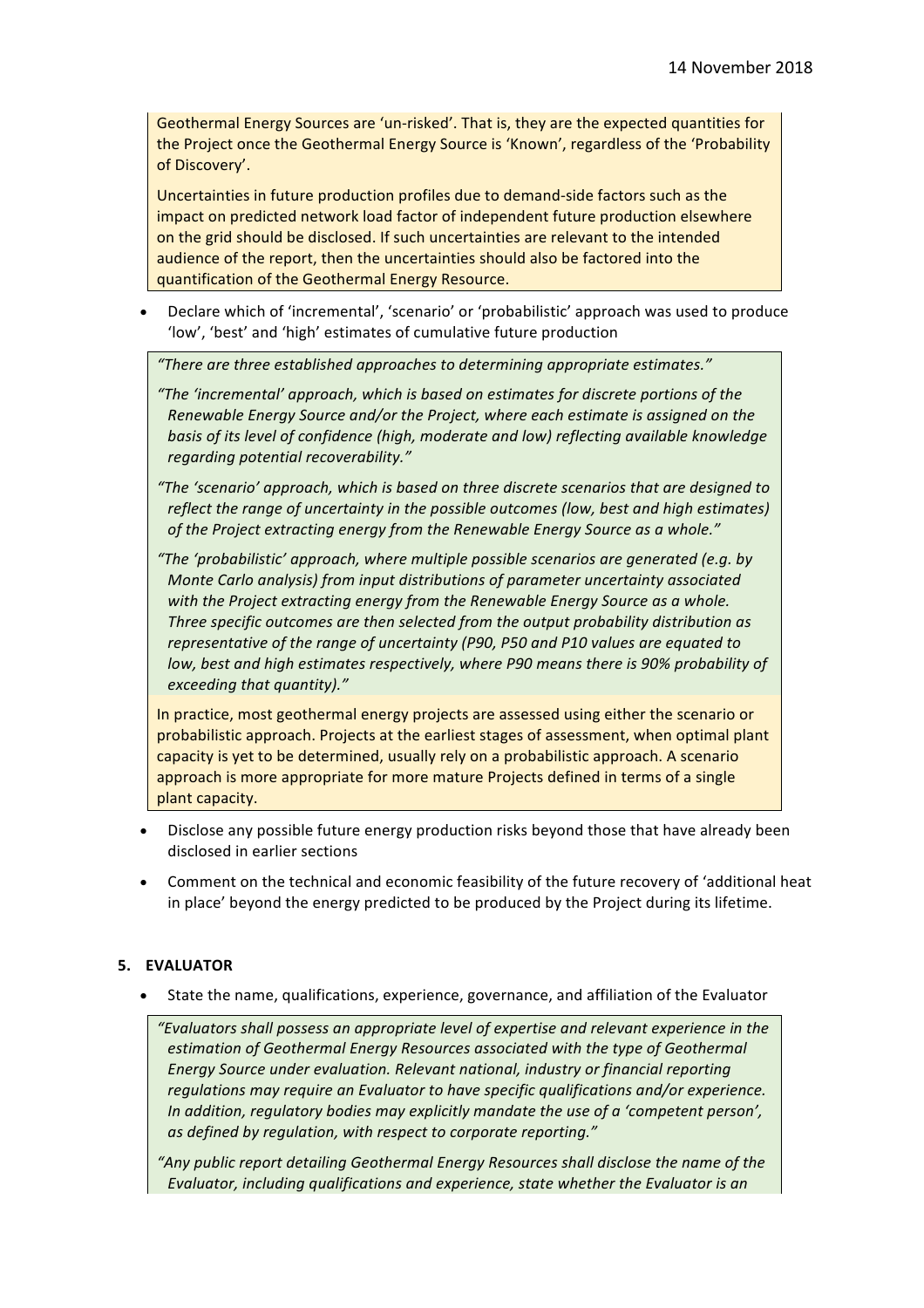Geothermal Energy Sources are 'un-risked'. That is, they are the expected quantities for the Project once the Geothermal Energy Source is 'Known', regardless of the 'Probability of Discovery'.

Uncertainties in future production profiles due to demand-side factors such as the impact on predicted network load factor of independent future production elsewhere on the grid should be disclosed. If such uncertainties are relevant to the intended audience of the report, then the uncertainties should also be factored into the quantification of the Geothermal Energy Resource.

- Declare which of 'incremental', 'scenario' or 'probabilistic' approach was used to produce 'low', 'best' and 'high' estimates of cumulative future production

*"There are three established approaches to determining appropriate estimates."*

*"The 'incremental' approach, which is based on estimates for discrete portions of the Renewable Energy Source and/or the Project, where each estimate is assigned on the basis of its level of confidence (high, moderate and low) reflecting available knowledge regarding potential recoverability."*

*"The 'scenario' approach, which is based on three discrete scenarios that are designed to reflect the range of uncertainty in the possible outcomes (low, best and high estimates) of the Project extracting energy from the Renewable Energy Source as a whole."*

*"The 'probabilistic' approach, where multiple possible scenarios are generated (e.g. by Monte Carlo analysis) from input distributions of parameter uncertainty associated with the Project extracting energy from the Renewable Energy Source as a whole. Three specific outcomes are then selected from the output probability distribution as representative of the range of uncertainty (P90, P50 and P10 values are equated to low, best and high estimates respectively, where P90 means there is 90% probability of exceeding that quantity)."*

In practice, most geothermal energy projects are assessed using either the scenario or probabilistic approach. Projects at the earliest stages of assessment, when optimal plant capacity is yet to be determined, usually rely on a probabilistic approach. A scenario approach is more appropriate for more mature Projects defined in terms of a single plant capacity.

- Disclose any possible future energy production risks beyond those that have already been disclosed in earlier sections
- Comment on the technical and economic feasibility of the future recovery of 'additional heat in place' beyond the energy predicted to be produced by the Project during its lifetime.

## 5. EVALUATOR

- State the name, qualifications, experience, governance, and affiliation of the Evaluator

*"Evaluators shall possess an appropriate level of expertise and relevant experience in the estimation of Geothermal Energy Resources associated with the type of Geothermal Energy Source under evaluation. Relevant national, industry or financial reporting regulations may require an Evaluator to have specific qualifications and/or experience. In addition, regulatory bodies may explicitly mandate the use of a 'competent person', as defined by regulation, with respect to corporate reporting."*

*"Any public report detailing Geothermal Energy Resources shall disclose the name of the Evaluator, including qualifications and experience, state whether the Evaluator is an*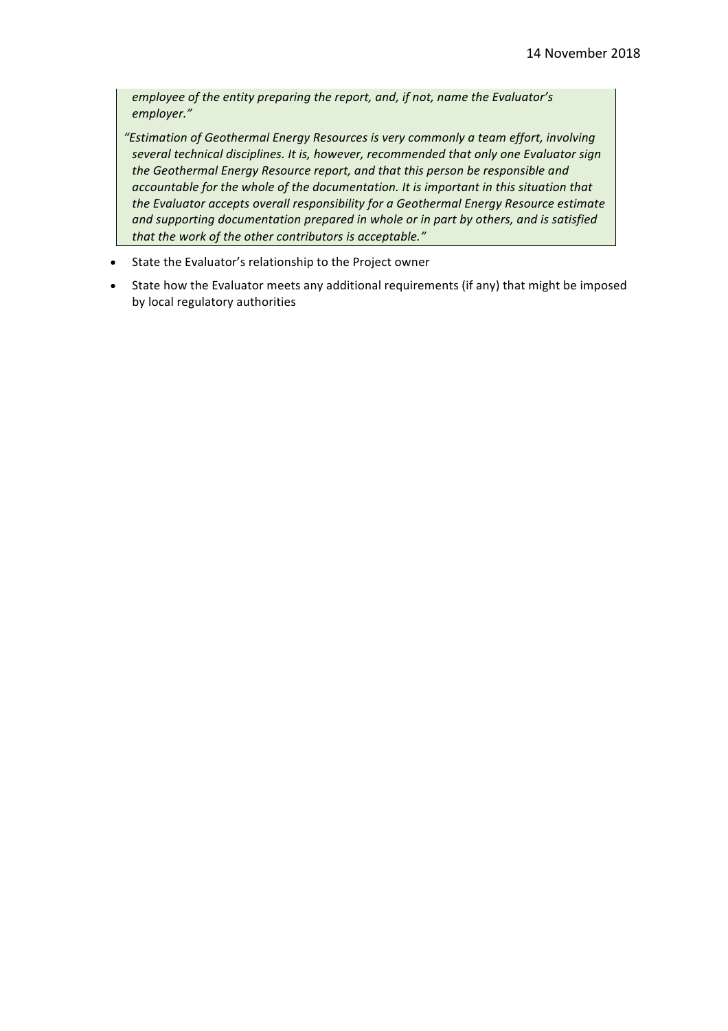*employee of the entity preparing the report, and, if not, name the Evaluator's employer."*

*"Estimation of Geothermal Energy Resources is very commonly a team effort, involving several technical disciplines. It is, however, recommended that only one Evaluator sign the Geothermal Energy Resource report, and that this person be responsible and accountable for the whole of the documentation. It is important in this situation that the Evaluator accepts overall responsibility for a Geothermal Energy Resource estimate and supporting documentation prepared in whole or in part by others, and is satisfied that the work of the other contributors is acceptable."*

- State the Evaluator's relationship to the Project owner
- State how the Evaluator meets any additional requirements (if any) that might be imposed by local regulatory authorities